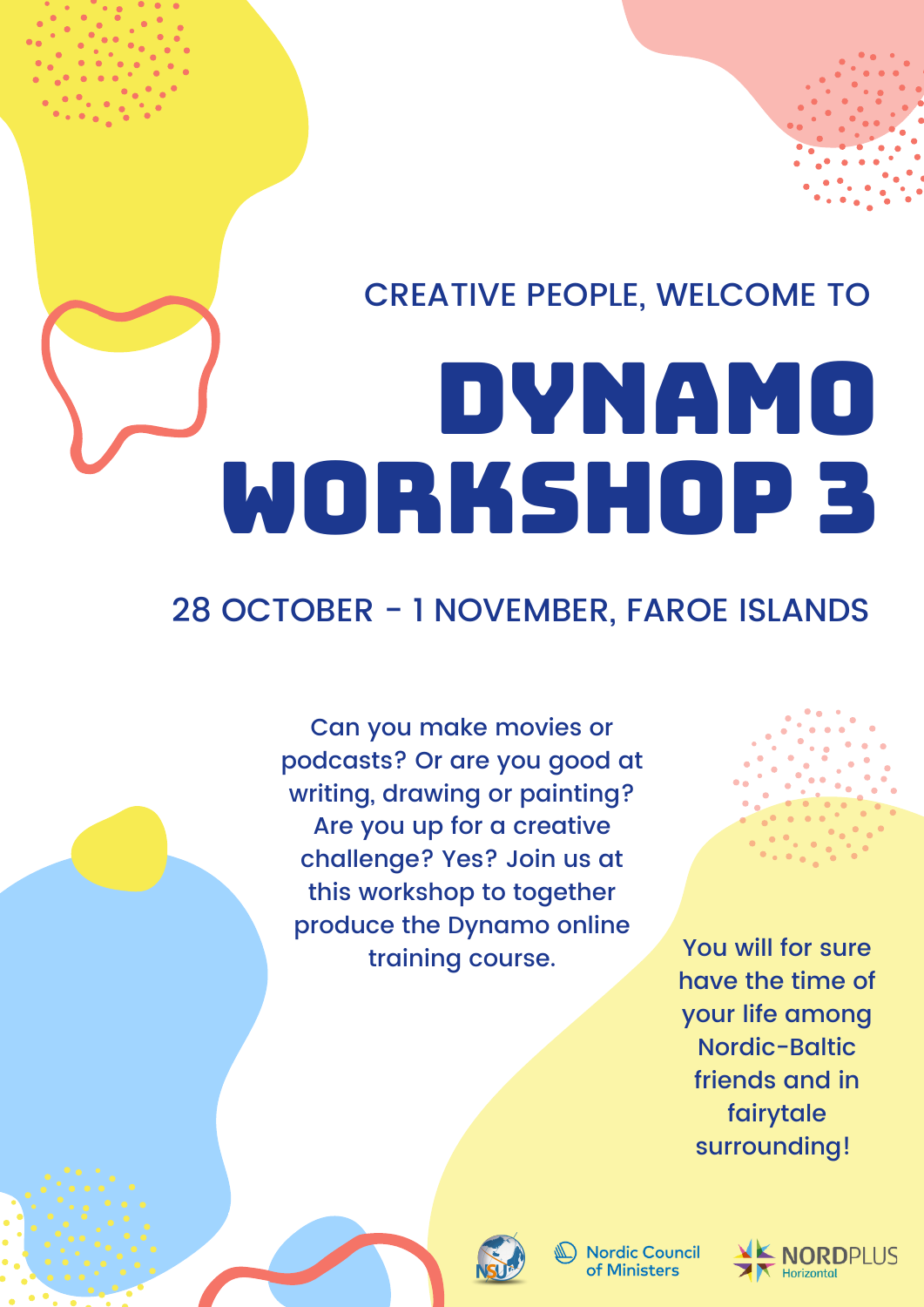CREATIVE PEOPLE, WELCOME TO

# DYNAMO WORKSHOP 3

## 28 OCTOBER - 1 NOVEMBER, FAROE ISLANDS

Can you make movies or podcasts? Or are you good at writing, drawing or painting? Are you up for a creative challenge? Yes? Join us at this workshop to together produce the Dynamo online training course.

You will for sure have the time of your life among Nordic-Baltic friends and in fairytale surrounding!

NSU Nordic Council of Ministers NORDPLUS Horizontal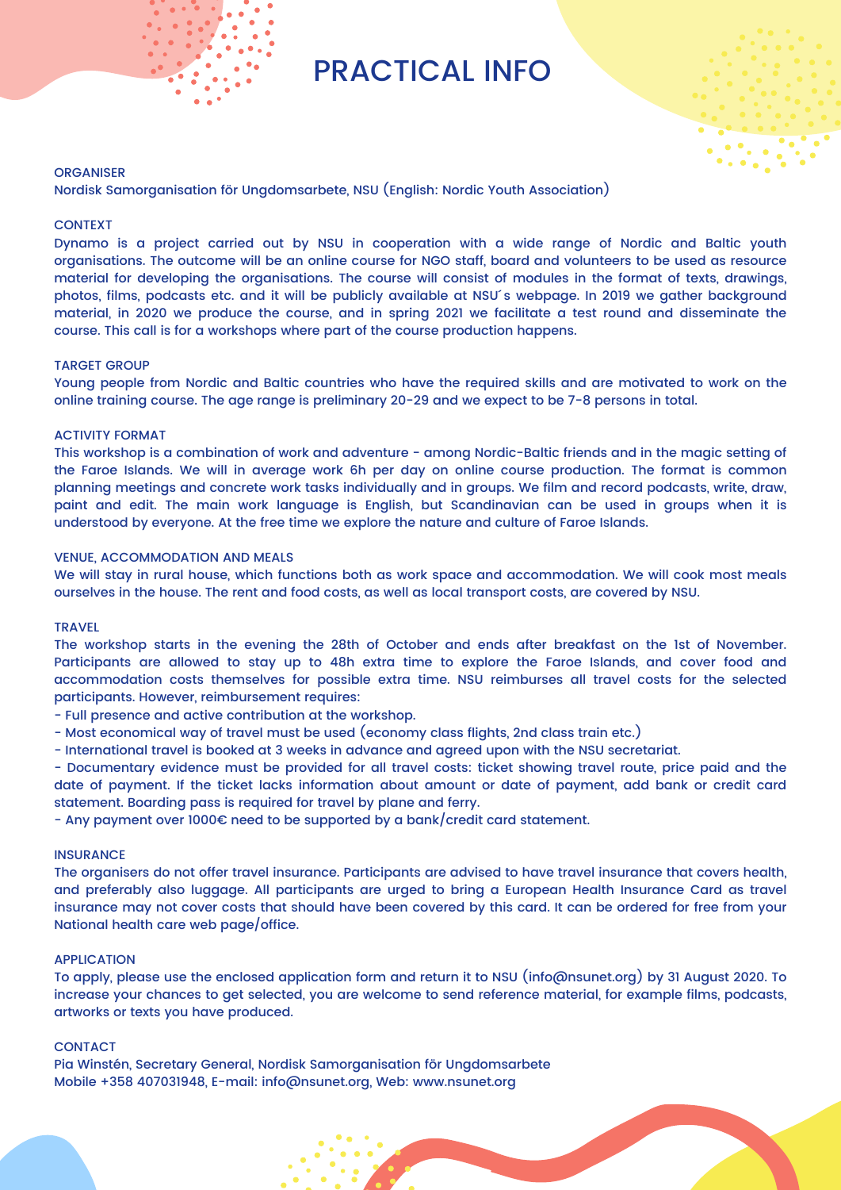# PRACTICAL INFO

ORGANISER
Nordisk Samorganisation för Ungdomsarbete, NSU (English: Nordic Youth Association)

CONTEXT
Dynamo is a project carried out by NSU in cooperation with a wide range of Nordic and Baltic youth organisations. The outcome will be an online course for NGO staff, board and volunteers to be used as resource material for developing the organisations. The course will consist of modules in the format of texts, drawings, photos, films, podcasts etc. and it will be publicly available at NSU´s webpage. In 2019 we gather background material, in 2020 we produce the course, and in spring 2021 we facilitate a test round and disseminate the course. This call is for a workshops where part of the course production happens.

TARGET GROUP
Young people from Nordic and Baltic countries who have the required skills and are motivated to work on the online training course. The age range is preliminary 20-29 and we expect to be 7-8 persons in total.

ACTIVITY FORMAT
This workshop is a combination of work and adventure - among Nordic-Baltic friends and in the magic setting of the Faroe Islands. We will in average work 6h per day on online course production. The format is common planning meetings and concrete work tasks individually and in groups. We film and record podcasts, write, draw, paint and edit. The main work language is English, but Scandinavian can be used in groups when it is understood by everyone. At the free time we explore the nature and culture of Faroe Islands.

VENUE, ACCOMMODATION AND MEALS
We will stay in rural house, which functions both as work space and accommodation. We will cook most meals ourselves in the house. The rent and food costs, as well as local transport costs, are covered by NSU.

TRAVEL
The workshop starts in the evening the 28th of October and ends after breakfast on the 1st of November. Participants are allowed to stay up to 48h extra time to explore the Faroe Islands, and cover food and accommodation costs themselves for possible extra time. NSU reimburses all travel costs for the selected participants. However, reimbursement requires:

- Full presence and active contribution at the workshop.
- Most economical way of travel must be used (economy class flights, 2nd class train etc.)
- International travel is booked at 3 weeks in advance and agreed upon with the NSU secretariat.
- Documentary evidence must be provided for all travel costs: ticket showing travel route, price paid and the date of payment. If the ticket lacks information about amount or date of payment, add bank or credit card statement. Boarding pass is required for travel by plane and ferry.
- Any payment over 1000€ need to be supported by a bank/credit card statement.

INSURANCE
The organisers do not offer travel insurance. Participants are advised to have travel insurance that covers health, and preferably also luggage. All participants are urged to bring a European Health Insurance Card as travel insurance may not cover costs that should have been covered by this card. It can be ordered for free from your National health care web page/office.

APPLICATION
To apply, please use the enclosed application form and return it to NSU (info@nsunet.org) by 31 August 2020. To increase your chances to get selected, you are welcome to send reference material, for example films, podcasts, artworks or texts you have produced.

CONTACT
Pia Winstén, Secretary General, Nordisk Samorganisation för Ungdomsarbete
Mobile +358 407031948, E-mail: info@nsunet.org, Web: www.nsunet.org